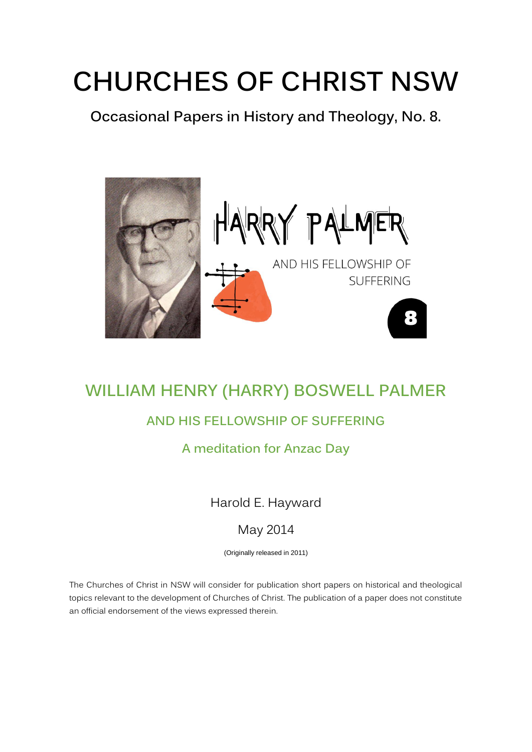# CHURCHES OF CHRIST NSW

**Occasional Papers in History and Theology, No. 8.**

HARRY PALMER

AND HIS FELLOWSHIP OF SUFFERING

8

## WILLIAM HENRY (HARRY) BOSWELL PALMER

### AND HIS FELLOWSHIP OF SUFFERING

### A meditation for Anzac Day

Harold E. Hayward

May 2014

(Originally released in 2011)

The Churches of Christ in NSW will consider for publication short papers on historical and theological topics relevant to the development of Churches of Christ. The publication of a paper does not constitute an official endorsement of the views expressed therein.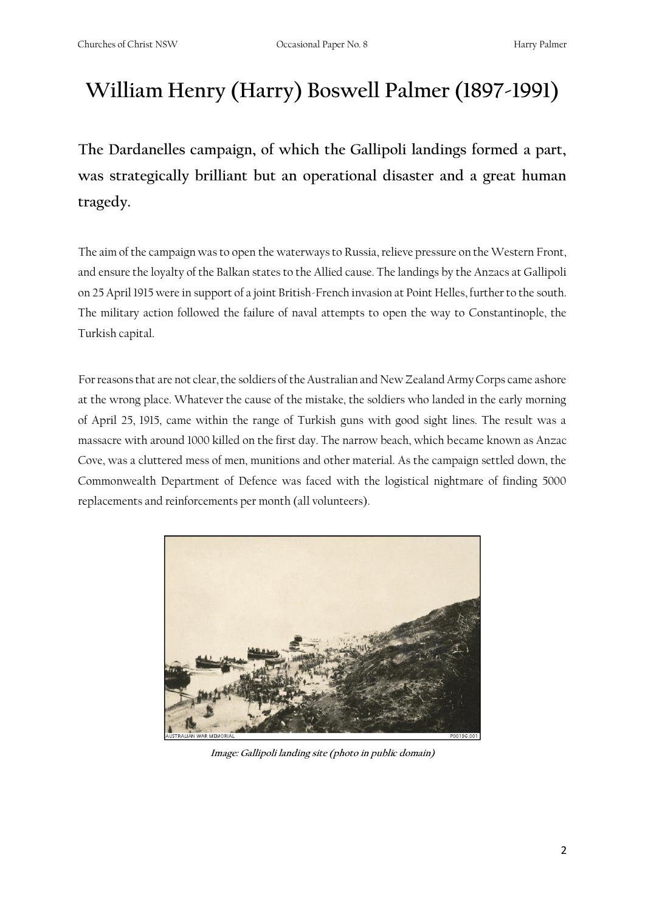# William Henry (Harry) Boswell Palmer (1897-1991)

**The Dardanelles campaign, of which the Gallipoli landings formed a part, was strategically brilliant but an operational disaster and a great human tragedy.**

The aim of the campaign was to open the waterways to Russia, relieve pressure on the Western Front, and ensure the loyalty of the Balkan states to the Allied cause. The landings by the Anzacs at Gallipoli on 25 April 1915 were in support of a joint British-French invasion at Point Helles, further to the south. The military action followed the failure of naval attempts to open the way to Constantinople, the Turkish capital.

For reasons that are not clear, the soldiers of the Australian and New Zealand Army Corps came ashore at the wrong place. Whatever the cause of the mistake, the soldiers who landed in the early morning of April 25, 1915, came within the range of Turkish guns with good sight lines. The result was a massacre with around 1000 killed on the first day. The narrow beach, which became known as Anzac Cove, was a cluttered mess of men, munitions and other material. As the campaign settled down, the Commonwealth Department of Defence was faced with the logistical nightmare of finding 5000 replacements and reinforcements per month (all volunteers).

***Image: Gallipoli landing site (photo in public domain)***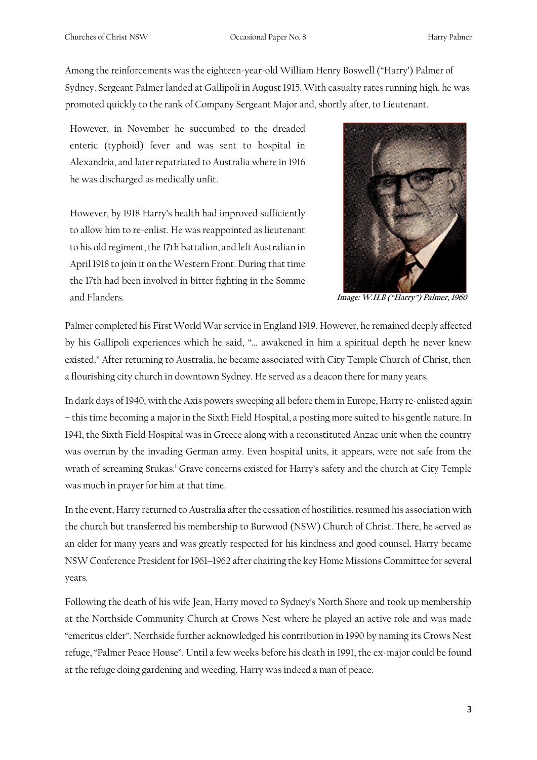Among the reinforcements was the eighteen-year-old William Henry Boswell ("Harry") Palmer of Sydney. Sergeant Palmer landed at Gallipoli in August 1915. With casualty rates running high, he was promoted quickly to the rank of Company Sergeant Major and, shortly after, to Lieutenant.

However, in November he succumbed to the dreaded enteric (typhoid) fever and was sent to hospital in Alexandria, and later repatriated to Australia where in 1916 he was discharged as medically unfit.

However, by 1918 Harry's health had improved sufficiently to allow him to re-enlist. He was reappointed as lieutenant to his old regiment, the 17th battalion, and left Australian in April 1918 to join it on the Western Front. During that time the 17th had been involved in bitter fighting in the Somme and Flanders.

**Image: W.H.B ("Harry") Palmer, 1960**

Palmer completed his First World War service in England 1919. However, he remained deeply affected by his Gallipoli experiences which he said, "… awakened in him a spiritual depth he never knew existed." After returning to Australia, he became associated with City Temple Church of Christ, then a flourishing city church in downtown Sydney. He served as a deacon there for many years.

In dark days of 1940, with the Axis powers sweeping all before them in Europe, Harry re-enlisted again – this time becoming a major in the Sixth Field Hospital, a posting more suited to his gentle nature. In 1941, the Sixth Field Hospital was in Greece along with a reconstituted Anzac unit when the country was overrun by the invading German army. Even hospital units, it appears, were not safe from the wrath of screaming Stukas.[i] Grave concerns existed for Harry's safety and the church at City Temple was much in prayer for him at that time.

In the event, Harry returned to Australia after the cessation of hostilities, resumed his association with the church but transferred his membership to Burwood (NSW) Church of Christ. There, he served as an elder for many years and was greatly respected for his kindness and good counsel. Harry became NSW Conference President for 1961–1962 after chairing the key Home Missions Committee for several years.

Following the death of his wife Jean, Harry moved to Sydney's North Shore and took up membership at the Northside Community Church at Crows Nest where he played an active role and was made "emeritus elder". Northside further acknowledged his contribution in 1990 by naming its Crows Nest refuge, "Palmer Peace House". Until a few weeks before his death in 1991, the ex-major could be found at the refuge doing gardening and weeding. Harry was indeed a man of peace.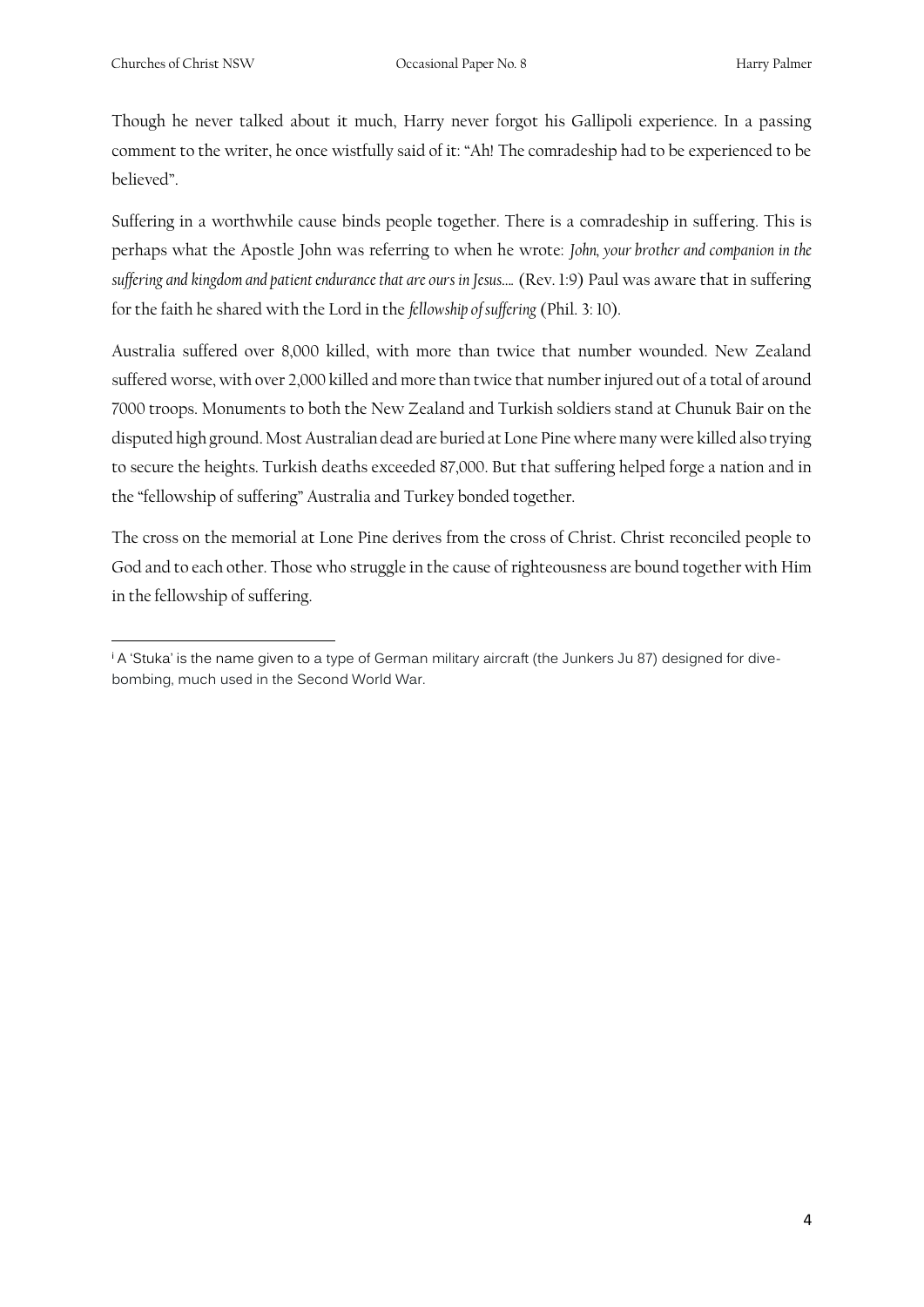Though he never talked about it much, Harry never forgot his Gallipoli experience. In a passing comment to the writer, he once wistfully said of it: "Ah! The comradeship had to be experienced to be believed".

Suffering in a worthwhile cause binds people together. There is a comradeship in suffering. This is perhaps what the Apostle John was referring to when he wrote: *John, your brother and companion in the suffering and kingdom and patient endurance that are ours in Jesus….* (Rev. 1:9) Paul was aware that in suffering for the faith he shared with the Lord in the *fellowship of suffering* (Phil. 3: 10).

Australia suffered over 8,000 killed, with more than twice that number wounded. New Zealand suffered worse, with over 2,000 killed and more than twice that number injured out of a total of around 7000 troops. Monuments to both the New Zealand and Turkish soldiers stand at Chunuk Bair on the disputed high ground. Most Australian dead are buried at Lone Pine where many were killed also trying to secure the heights. Turkish deaths exceeded 87,000. But that suffering helped forge a nation and in the "fellowship of suffering" Australia and Turkey bonded together.

The cross on the memorial at Lone Pine derives from the cross of Christ. Christ reconciled people to God and to each other. Those who struggle in the cause of righteousness are bound together with Him in the fellowship of suffering.

---

[i] A 'Stuka' is the name given to a type of German military aircraft (the Junkers Ju 87) designed for dive-bombing, much used in the Second World War.